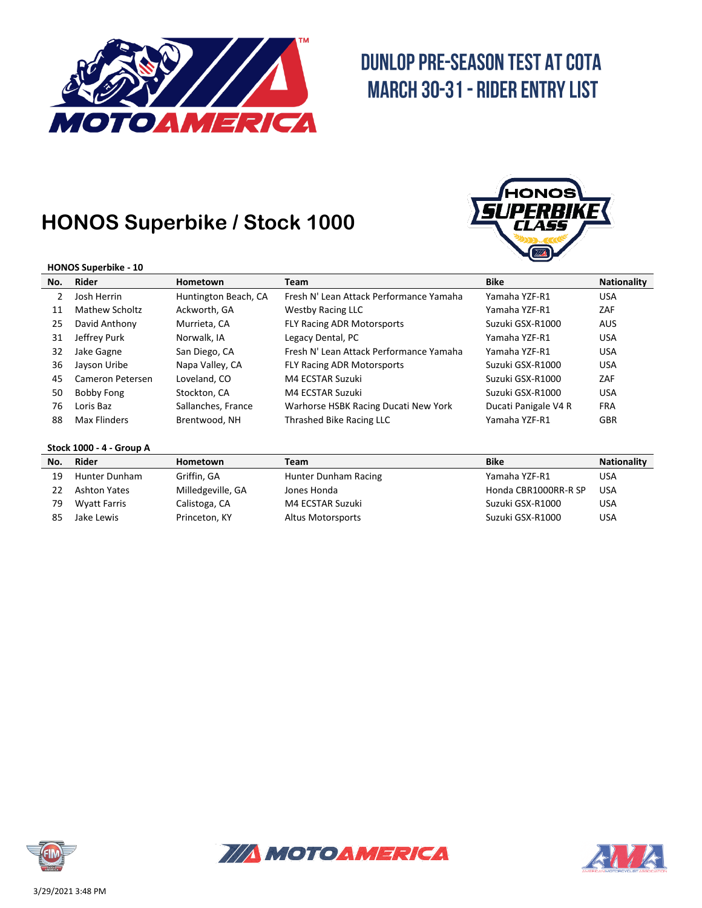# DUNLOP PRE-SEASON TEST AT COTA
# MARCH 30-31 - RIDER ENTRY LIST

## HONOS Superbike / Stock 1000

**HONOS Superbike - 10**

| No. | Rider | Hometown | Team | Bike | Nationality |
|---|---|---|---|---|---|
| 2 | Josh Herrin | Huntington Beach, CA | Fresh N' Lean Attack Performance Yamaha | Yamaha YZF-R1 | USA |
| 11 | Mathew Scholtz | Ackworth, GA | Westby Racing LLC | Yamaha YZF-R1 | ZAF |
| 25 | David Anthony | Murrieta, CA | FLY Racing ADR Motorsports | Suzuki GSX-R1000 | AUS |
| 31 | Jeffrey Purk | Norwalk, IA | Legacy Dental, PC | Yamaha YZF-R1 | USA |
| 32 | Jake Gagne | San Diego, CA | Fresh N' Lean Attack Performance Yamaha | Yamaha YZF-R1 | USA |
| 36 | Jayson Uribe | Napa Valley, CA | FLY Racing ADR Motorsports | Suzuki GSX-R1000 | USA |
| 45 | Cameron Petersen | Loveland, CO | M4 ECSTAR Suzuki | Suzuki GSX-R1000 | ZAF |
| 50 | Bobby Fong | Stockton, CA | M4 ECSTAR Suzuki | Suzuki GSX-R1000 | USA |
| 76 | Loris Baz | Sallanches, France | Warhorse HSBK Racing Ducati New York | Ducati Panigale V4 R | FRA |
| 88 | Max Flinders | Brentwood, NH | Thrashed Bike Racing LLC | Yamaha YZF-R1 | GBR |

**Stock 1000 - 4 - Group A**

| No. | Rider | Hometown | Team | Bike | Nationality |
|---|---|---|---|---|---|
| 19 | Hunter Dunham | Griffin, GA | Hunter Dunham Racing | Yamaha YZF-R1 | USA |
| 22 | Ashton Yates | Milledgeville, GA | Jones Honda | Honda CBR1000RR-R SP | USA |
| 79 | Wyatt Farris | Calistoga, CA | M4 ECSTAR Suzuki | Suzuki GSX-R1000 | USA |
| 85 | Jake Lewis | Princeton, KY | Altus Motorsports | Suzuki GSX-R1000 | USA |

3/29/2021 3:48 PM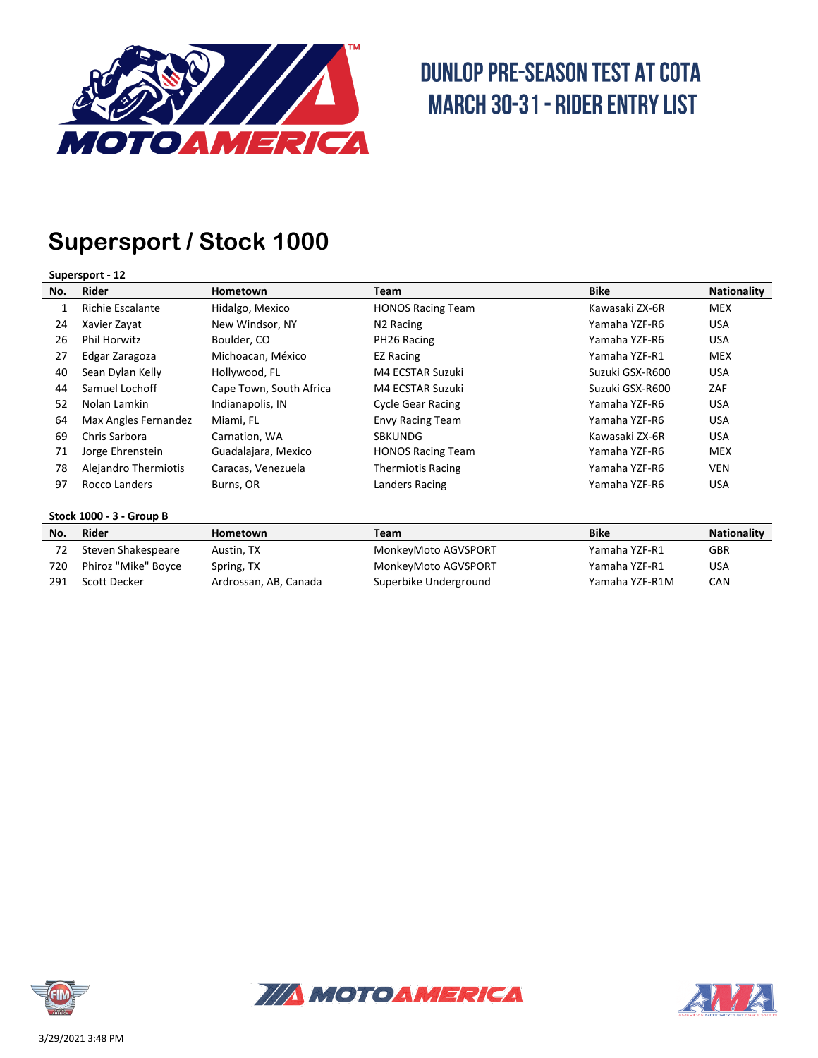# DUNLOP PRE-SEASON TEST AT COTA
# MARCH 30-31 - RIDER ENTRY LIST

## Supersport / Stock 1000

**Supersport - 12**

| No. | Rider | Hometown | Team | Bike | Nationality |
|---|---|---|---|---|---|
| 1 | Richie Escalante | Hidalgo, Mexico | HONOS Racing Team | Kawasaki ZX-6R | MEX |
| 24 | Xavier Zayat | New Windsor, NY | N2 Racing | Yamaha YZF-R6 | USA |
| 26 | Phil Horwitz | Boulder, CO | PH26 Racing | Yamaha YZF-R6 | USA |
| 27 | Edgar Zaragoza | Michoacan, México | EZ Racing | Yamaha YZF-R1 | MEX |
| 40 | Sean Dylan Kelly | Hollywood, FL | M4 ECSTAR Suzuki | Suzuki GSX-R600 | USA |
| 44 | Samuel Lochoff | Cape Town, South Africa | M4 ECSTAR Suzuki | Suzuki GSX-R600 | ZAF |
| 52 | Nolan Lamkin | Indianapolis, IN | Cycle Gear Racing | Yamaha YZF-R6 | USA |
| 64 | Max Angles Fernandez | Miami, FL | Envy Racing Team | Yamaha YZF-R6 | USA |
| 69 | Chris Sarbora | Carnation, WA | SBKUNDG | Kawasaki ZX-6R | USA |
| 71 | Jorge Ehrenstein | Guadalajara, Mexico | HONOS Racing Team | Yamaha YZF-R6 | MEX |
| 78 | Alejandro Thermiotis | Caracas, Venezuela | Thermiotis Racing | Yamaha YZF-R6 | VEN |
| 97 | Rocco Landers | Burns, OR | Landers Racing | Yamaha YZF-R6 | USA |

**Stock 1000 - 3 - Group B**

| No. | Rider | Hometown | Team | Bike | Nationality |
|---|---|---|---|---|---|
| 72 | Steven Shakespeare | Austin, TX | MonkeyMoto AGVSPORT | Yamaha YZF-R1 | GBR |
| 720 | Phiroz "Mike" Boyce | Spring, TX | MonkeyMoto AGVSPORT | Yamaha YZF-R1 | USA |
| 291 | Scott Decker | Ardrossan, AB, Canada | Superbike Underground | Yamaha YZF-R1M | CAN |

3/29/2021 3:48 PM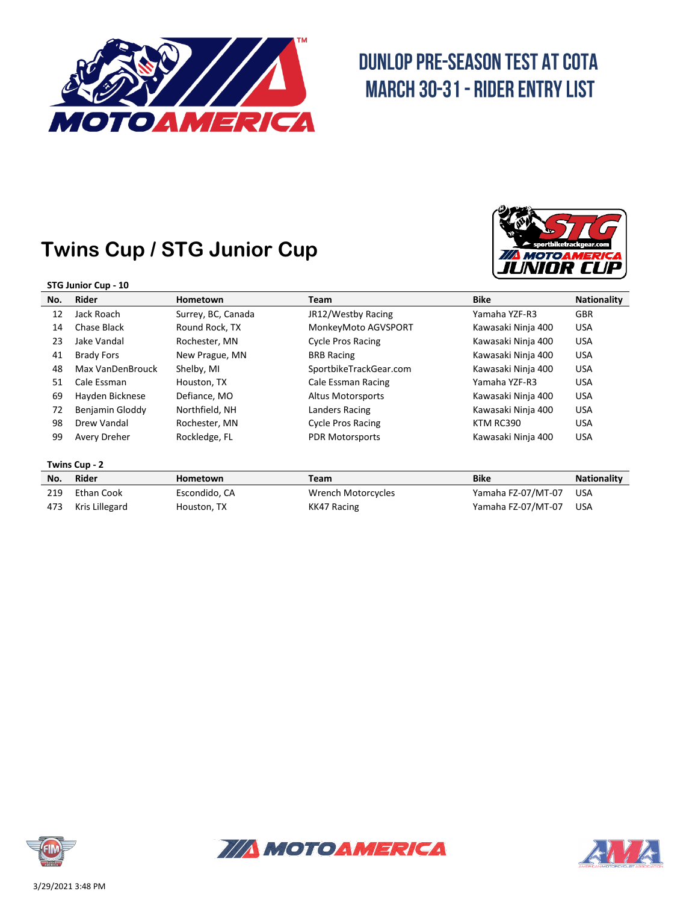# DUNLOP PRE-SEASON TEST AT COTA
# MARCH 30-31 - RIDER ENTRY LIST

## Twins Cup / STG Junior Cup

**STG Junior Cup - 10**

| No. | Rider | Hometown | Team | Bike | Nationality |
|---|---|---|---|---|---|
| 12 | Jack Roach | Surrey, BC, Canada | JR12/Westby Racing | Yamaha YZF-R3 | GBR |
| 14 | Chase Black | Round Rock, TX | MonkeyMoto AGVSPORT | Kawasaki Ninja 400 | USA |
| 23 | Jake Vandal | Rochester, MN | Cycle Pros Racing | Kawasaki Ninja 400 | USA |
| 41 | Brady Fors | New Prague, MN | BRB Racing | Kawasaki Ninja 400 | USA |
| 48 | Max VanDenBrouck | Shelby, MI | SportbikeTrackGear.com | Kawasaki Ninja 400 | USA |
| 51 | Cale Essman | Houston, TX | Cale Essman Racing | Yamaha YZF-R3 | USA |
| 69 | Hayden Bicknese | Defiance, MO | Altus Motorsports | Kawasaki Ninja 400 | USA |
| 72 | Benjamin Gloddy | Northfield, NH | Landers Racing | Kawasaki Ninja 400 | USA |
| 98 | Drew Vandal | Rochester, MN | Cycle Pros Racing | KTM RC390 | USA |
| 99 | Avery Dreher | Rockledge, FL | PDR Motorsports | Kawasaki Ninja 400 | USA |

**Twins Cup - 2**

| No. | Rider | Hometown | Team | Bike | Nationality |
|---|---|---|---|---|---|
| 219 | Ethan Cook | Escondido, CA | Wrench Motorcycles | Yamaha FZ-07/MT-07 | USA |
| 473 | Kris Lillegard | Houston, TX | KK47 Racing | Yamaha FZ-07/MT-07 | USA |

3/29/2021 3:48 PM